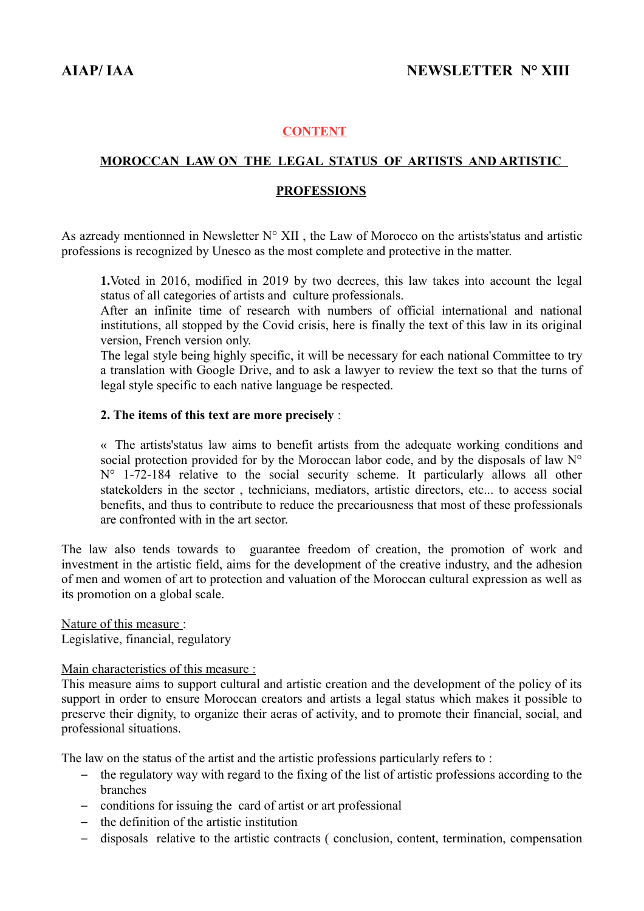**AIAP/ IAA** **NEWSLETTER N° XIII**

## CONTENT

### MOROCCAN LAW ON THE LEGAL STATUS OF ARTISTS AND ARTISTIC PROFESSIONS

As azready mentionned in Newsletter N° XII , the Law of Morocco on the artists'status and artistic professions is recognized by Unesco as the most complete and protective in the matter.

**1.**Voted in 2016, modified in 2019 by two decrees, this law takes into account the legal status of all categories of artists and culture professionals.
After an infinite time of research with numbers of official international and national institutions, all stopped by the Covid crisis, here is finally the text of this law in its original version, French version only.
The legal style being highly specific, it will be necessary for each national Committee to try a translation with Google Drive, and to ask a lawyer to review the text so that the turns of legal style specific to each native language be respected.

**2. The items of this text are more precisely** :

« The artists'status law aims to benefit artists from the adequate working conditions and social protection provided for by the Moroccan labor code, and by the disposals of law N° N° 1-72-184 relative to the social security scheme. It particularly allows all other statekolders in the sector , technicians, mediators, artistic directors, etc... to access social benefits, and thus to contribute to reduce the precariousness that most of these professionals are confronted with in the art sector.

The law also tends towards to guarantee freedom of creation, the promotion of work and investment in the artistic field, aims for the development of the creative industry, and the adhesion of men and women of art to protection and valuation of the Moroccan cultural expression as well as its promotion on a global scale.

Nature of this measure :
Legislative, financial, regulatory

Main characteristics of this measure :
This measure aims to support cultural and artistic creation and the development of the policy of its support in order to ensure Moroccan creators and artists a legal status which makes it possible to preserve their dignity, to organize their aeras of activity, and to promote their financial, social, and professional situations.

The law on the status of the artist and the artistic professions particularly refers to :

- the regulatory way with regard to the fixing of the list of artistic professions according to the branches
- conditions for issuing the card of artist or art professional
- the definition of the artistic institution
- disposals relative to the artistic contracts ( conclusion, content, termination, compensation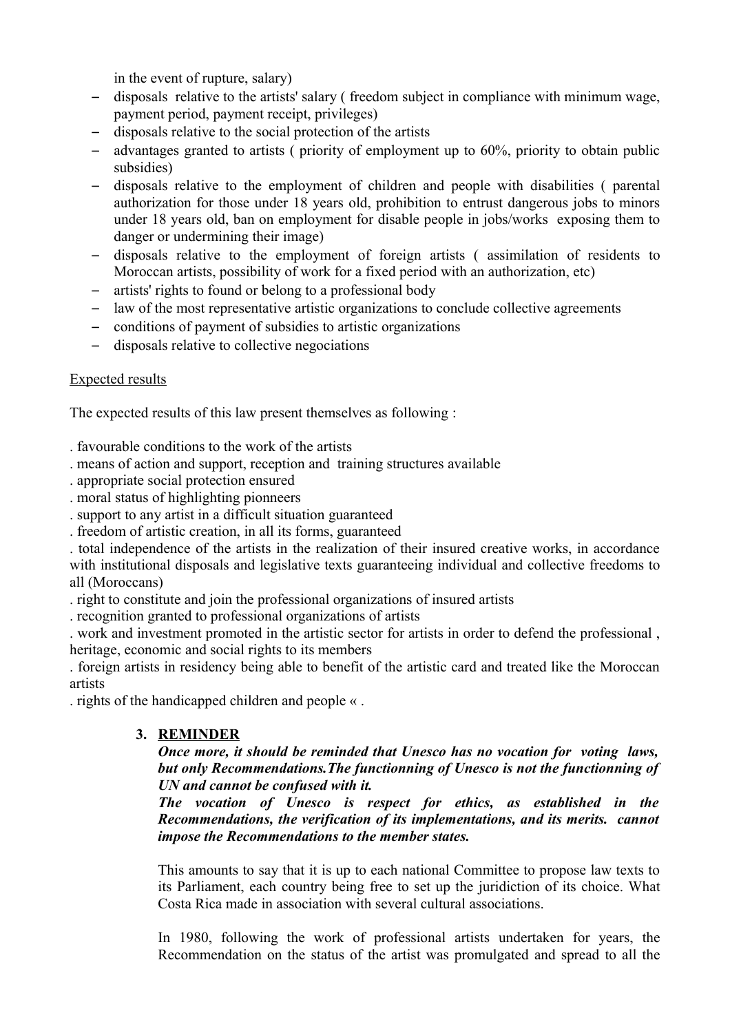in the event of rupture, salary)

- disposals relative to the artists' salary ( freedom subject in compliance with minimum wage, payment period, payment receipt, privileges)
- disposals relative to the social protection of the artists
- advantages granted to artists ( priority of employment up to 60%, priority to obtain public subsidies)
- disposals relative to the employment of children and people with disabilities ( parental authorization for those under 18 years old, prohibition to entrust dangerous jobs to minors under 18 years old, ban on employment for disable people in jobs/works exposing them to danger or undermining their image)
- disposals relative to the employment of foreign artists ( assimilation of residents to Moroccan artists, possibility of work for a fixed period with an authorization, etc)
- artists' rights to found or belong to a professional body
- law of the most representative artistic organizations to conclude collective agreements
- conditions of payment of subsidies to artistic organizations
- disposals relative to collective negociations

<u>Expected results</u>

The expected results of this law present themselves as following :

. favourable conditions to the work of the artists

. means of action and support, reception and training structures available

. appropriate social protection ensured

. moral status of highlighting pionneers

. support to any artist in a difficult situation guaranteed

. freedom of artistic creation, in all its forms, guaranteed

. total independence of the artists in the realization of their insured creative works, in accordance with institutional disposals and legislative texts guaranteeing individual and collective freedoms to all (Moroccans)

. right to constitute and join the professional organizations of insured artists

. recognition granted to professional organizations of artists

. work and investment promoted in the artistic sector for artists in order to defend the professional , heritage, economic and social rights to its members

. foreign artists in residency being able to benefit of the artistic card and treated like the Moroccan artists

. rights of the handicapped children and people « .

## 3. REMINDER

***Once more, it should be reminded that Unesco has no vocation for voting laws, but only Recommendations.The functionning of Unesco is not the functionning of UN and cannot be confused with it.***

***The vocation of Unesco is respect for ethics, as established in the Recommendations, the verification of its implementations, and its merits. cannot impose the Recommendations to the member states.***

This amounts to say that it is up to each national Committee to propose law texts to its Parliament, each country being free to set up the juridiction of its choice. What Costa Rica made in association with several cultural associations.

In 1980, following the work of professional artists undertaken for years, the Recommendation on the status of the artist was promulgated and spread to all the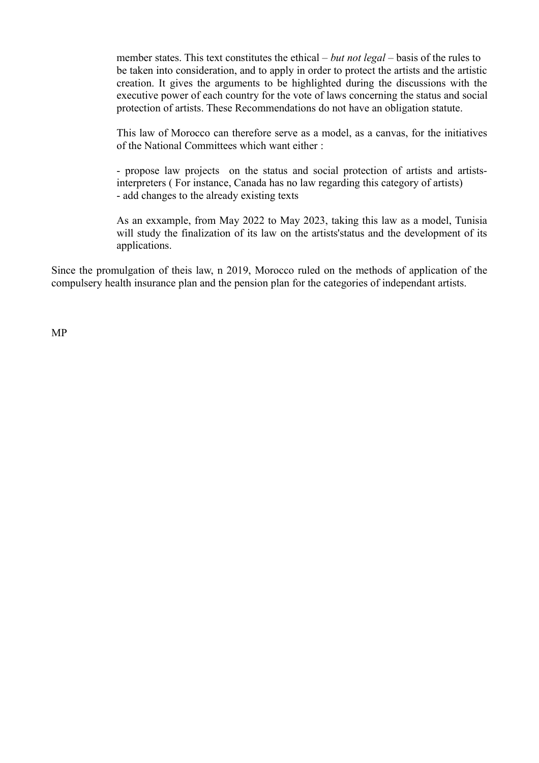member states. This text constitutes the ethical – *but not legal* – basis of the rules to be taken into consideration, and to apply in order to protect the artists and the artistic creation. It gives the arguments to be highlighted during the discussions with the executive power of each country for the vote of laws concerning the status and social protection of artists. These Recommendations do not have an obligation statute.

This law of Morocco can therefore serve as a model, as a canvas, for the initiatives of the National Committees which want either :

- propose law projects on the status and social protection of artists and artists-interpreters ( For instance, Canada has no law regarding this category of artists)
- add changes to the already existing texts

As an exxample, from May 2022 to May 2023, taking this law as a model, Tunisia will study the finalization of its law on the artists'status and the development of its applications.

Since the promulgation of theis law, n 2019, Morocco ruled on the methods of application of the compulsery health insurance plan and the pension plan for the categories of independant artists.

MP